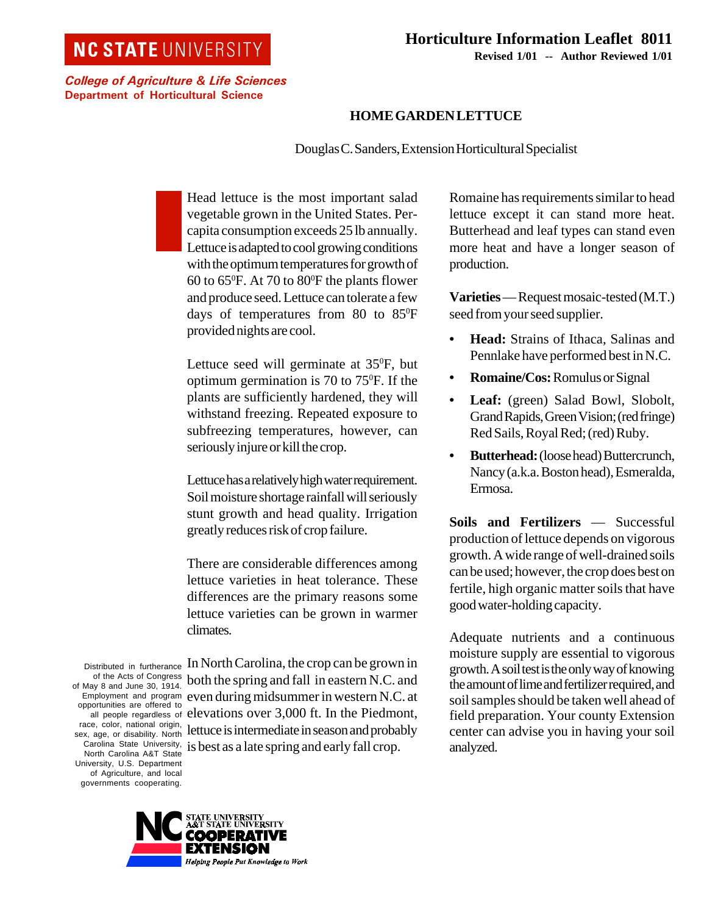NC STATE UNIVERSITY

*College of Agriculture & Life Sciences*
**Department of Horticultural Science**

**Horticulture Information Leaflet 8011**
**Revised 1/01 -- Author Reviewed 1/01**

# HOME GARDEN LETTUCE

Douglas C. Sanders, Extension Horticultural Specialist

Head lettuce is the most important salad vegetable grown in the United States. Per-capita consumption exceeds 25 lb annually. Lettuce is adapted to cool growing conditions with the optimum temperatures for growth of 60 to 65°F. At 70 to 80°F the plants flower and produce seed. Lettuce can tolerate a few days of temperatures from 80 to 85°F provided nights are cool.

Lettuce seed will germinate at 35°F, but optimum germination is 70 to 75°F. If the plants are sufficiently hardened, they will withstand freezing. Repeated exposure to subfreezing temperatures, however, can seriously injure or kill the crop.

Lettuce has a relatively high water requirement. Soil moisture shortage rainfall will seriously stunt growth and head quality. Irrigation greatly reduces risk of crop failure.

There are considerable differences among lettuce varieties in heat tolerance. These differences are the primary reasons some lettuce varieties can be grown in warmer climates.

In North Carolina, the crop can be grown in both the spring and fall in eastern N.C. and even during midsummer in western N.C. at elevations over 3,000 ft. In the Piedmont, lettuce is intermediate in season and probably is best as a late spring and early fall crop.

Romaine has requirements similar to head lettuce except it can stand more heat. Butterhead and leaf types can stand even more heat and have a longer season of production.

**Varieties** — Request mosaic-tested (M.T.) seed from your seed supplier.

- **Head:** Strains of Ithaca, Salinas and Pennlake have performed best in N.C.
- **Romaine/Cos:** Romulus or Signal
- **Leaf:** (green) Salad Bowl, Slobolt, Grand Rapids, Green Vision; (red fringe) Red Sails, Royal Red; (red) Ruby.
- **Butterhead:** (loose head) Buttercrunch, Nancy (a.k.a. Boston head), Esmeralda, Ermosa.

**Soils and Fertilizers** — Successful production of lettuce depends on vigorous growth. A wide range of well-drained soils can be used; however, the crop does best on fertile, high organic matter soils that have good water-holding capacity.

Adequate nutrients and a continuous moisture supply are essential to vigorous growth. A soil test is the only way of knowing the amount of lime and fertilizer required, and soil samples should be taken well ahead of field preparation. Your county Extension center can advise you in having your soil analyzed.

Distributed in furtherance of the Acts of Congress of May 8 and June 30, 1914. Employment and program opportunities are offered to all people regardless of race, color, national origin, sex, age, or disability. North Carolina State University, North Carolina A&T State University, U.S. Department of Agriculture, and local governments cooperating.

NC STATE UNIVERSITY A&T STATE UNIVERSITY COOPERATIVE EXTENSION
*Helping People Put Knowledge to Work*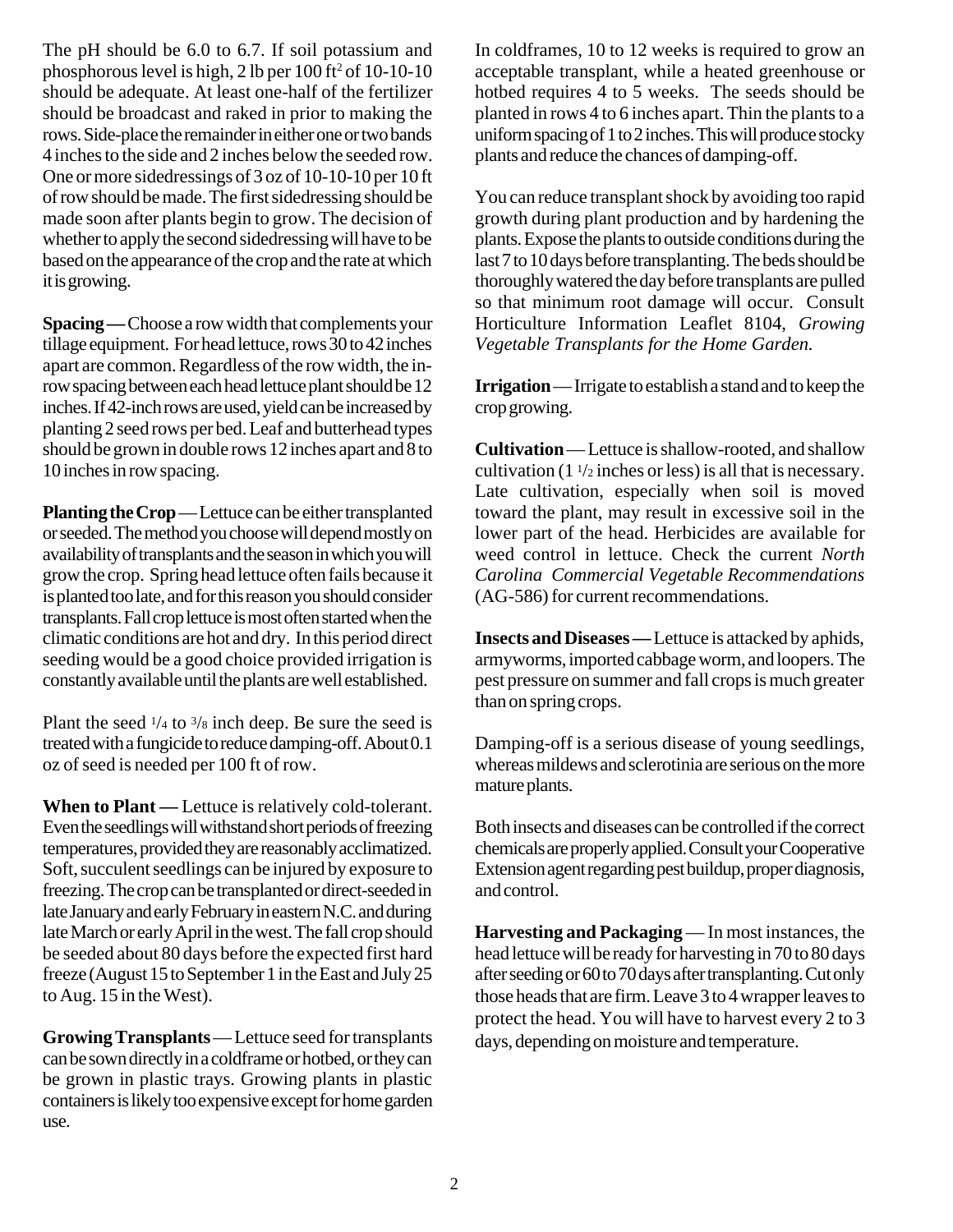The pH should be 6.0 to 6.7. If soil potassium and phosphorous level is high, 2 lb per 100 ft$^2$ of 10-10-10 should be adequate. At least one-half of the fertilizer should be broadcast and raked in prior to making the rows. Side-place the remainder in either one or two bands 4 inches to the side and 2 inches below the seeded row. One or more sidedressings of 3 oz of 10-10-10 per 10 ft of row should be made. The first sidedressing should be made soon after plants begin to grow. The decision of whether to apply the second sidedressing will have to be based on the appearance of the crop and the rate at which it is growing.

**Spacing —** Choose a row width that complements your tillage equipment. For head lettuce, rows 30 to 42 inches apart are common. Regardless of the row width, the in-row spacing between each head lettuce plant should be 12 inches. If 42-inch rows are used, yield can be increased by planting 2 seed rows per bed. Leaf and butterhead types should be grown in double rows 12 inches apart and 8 to 10 inches in row spacing.

**Planting the Crop** — Lettuce can be either transplanted or seeded. The method you choose will depend mostly on availability of transplants and the season in which you will grow the crop. Spring head lettuce often fails because it is planted too late, and for this reason you should consider transplants. Fall crop lettuce is most often started when the climatic conditions are hot and dry. In this period direct seeding would be a good choice provided irrigation is constantly available until the plants are well established.

Plant the seed 1/4 to 3/8 inch deep. Be sure the seed is treated with a fungicide to reduce damping-off. About 0.1 oz of seed is needed per 100 ft of row.

**When to Plant —** Lettuce is relatively cold-tolerant. Even the seedlings will withstand short periods of freezing temperatures, provided they are reasonably acclimatized. Soft, succulent seedlings can be injured by exposure to freezing. The crop can be transplanted or direct-seeded in late January and early February in eastern N.C. and during late March or early April in the west. The fall crop should be seeded about 80 days before the expected first hard freeze (August 15 to September 1 in the East and July 25 to Aug. 15 in the West).

**Growing Transplants** — Lettuce seed for transplants can be sown directly in a coldframe or hotbed, or they can be grown in plastic trays. Growing plants in plastic containers is likely too expensive except for home garden use.

In coldframes, 10 to 12 weeks is required to grow an acceptable transplant, while a heated greenhouse or hotbed requires 4 to 5 weeks. The seeds should be planted in rows 4 to 6 inches apart. Thin the plants to a uniform spacing of 1 to 2 inches. This will produce stocky plants and reduce the chances of damping-off.

You can reduce transplant shock by avoiding too rapid growth during plant production and by hardening the plants. Expose the plants to outside conditions during the last 7 to 10 days before transplanting. The beds should be thoroughly watered the day before transplants are pulled so that minimum root damage will occur. Consult Horticulture Information Leaflet 8104, *Growing Vegetable Transplants for the Home Garden.*

**Irrigation** — Irrigate to establish a stand and to keep the crop growing.

**Cultivation** — Lettuce is shallow-rooted, and shallow cultivation (1 1/2 inches or less) is all that is necessary. Late cultivation, especially when soil is moved toward the plant, may result in excessive soil in the lower part of the head. Herbicides are available for weed control in lettuce. Check the current *North Carolina Commercial Vegetable Recommendations* (AG-586) for current recommendations.

**Insects and Diseases —** Lettuce is attacked by aphids, armyworms, imported cabbage worm, and loopers. The pest pressure on summer and fall crops is much greater than on spring crops.

Damping-off is a serious disease of young seedlings, whereas mildews and sclerotinia are serious on the more mature plants.

Both insects and diseases can be controlled if the correct chemicals are properly applied. Consult your Cooperative Extension agent regarding pest buildup, proper diagnosis, and control.

**Harvesting and Packaging** — In most instances, the head lettuce will be ready for harvesting in 70 to 80 days after seeding or 60 to 70 days after transplanting. Cut only those heads that are firm. Leave 3 to 4 wrapper leaves to protect the head. You will have to harvest every 2 to 3 days, depending on moisture and temperature.